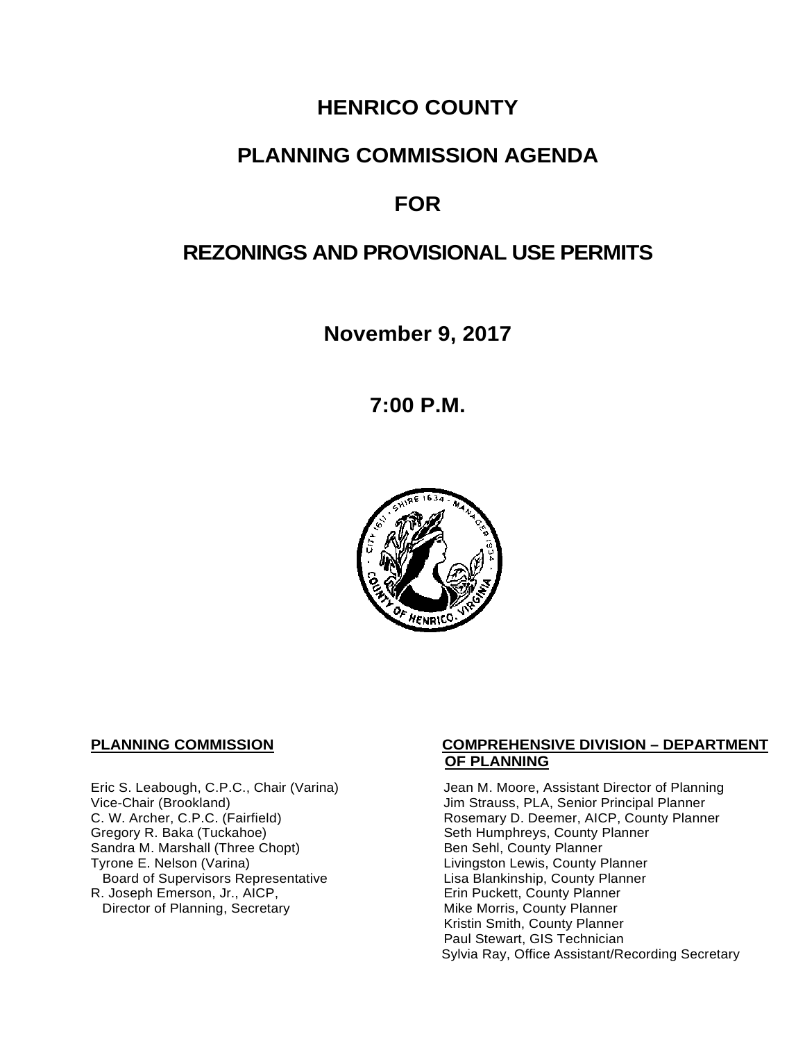# HENRICO COUNTY

# PLANNING COMMISSION AGENDA

# FOR

# REZONINGS AND PROVISIONAL USE PERMITS

## November 9, 2017

## 7:00 P.M.

**PLANNING COMMISSION**

Eric S. Leabough, C.P.C., Chair (Varina)
Vice-Chair (Brookland)
C. W. Archer, C.P.C. (Fairfield)
Gregory R. Baka (Tuckahoe)
Sandra M. Marshall (Three Chopt)
Tyrone E. Nelson (Varina)
Board of Supervisors Representative
R. Joseph Emerson, Jr., AICP,
Director of Planning, Secretary

**COMPREHENSIVE DIVISION – DEPARTMENT OF PLANNING**

Jean M. Moore, Assistant Director of Planning
Jim Strauss, PLA, Senior Principal Planner
Rosemary D. Deemer, AICP, County Planner
Seth Humphreys, County Planner
Ben Sehl, County Planner
Livingston Lewis, County Planner
Lisa Blankinship, County Planner
Erin Puckett, County Planner
Mike Morris, County Planner
Kristin Smith, County Planner
Paul Stewart, GIS Technician
Sylvia Ray, Office Assistant/Recording Secretary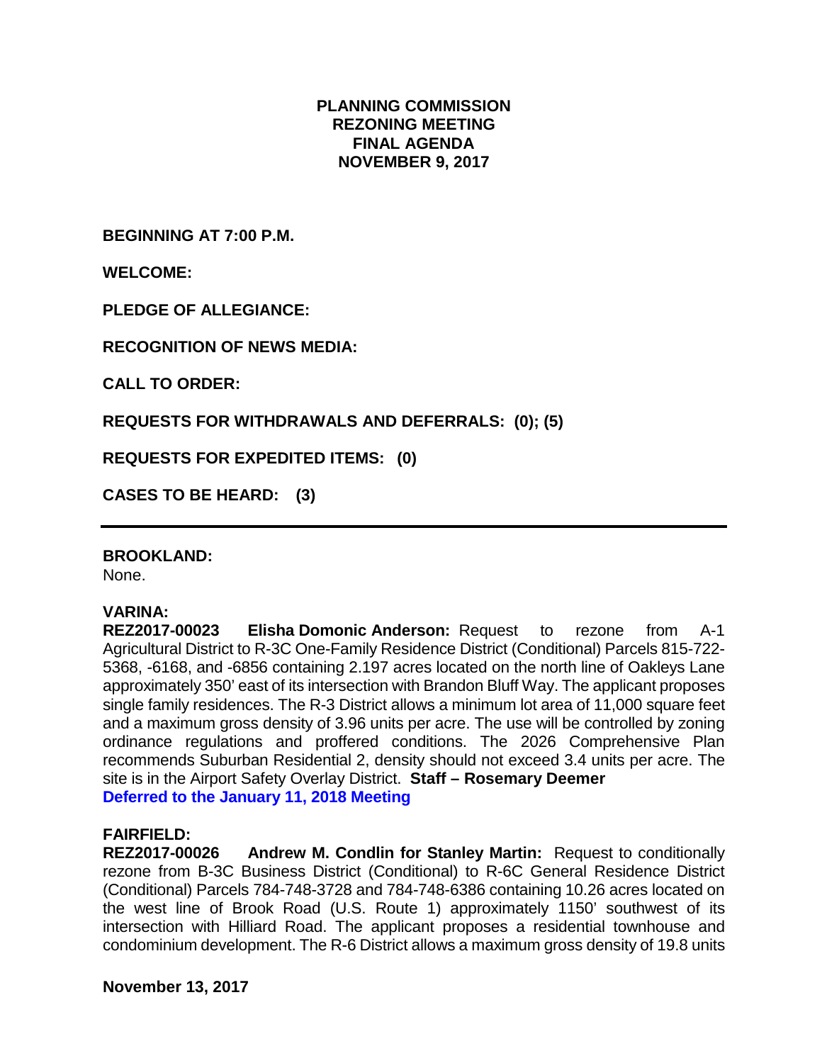## PLANNING COMMISSION
## REZONING MEETING
## FINAL AGENDA
## NOVEMBER 9, 2017

**BEGINNING AT 7:00 P.M.**

**WELCOME:**

**PLEDGE OF ALLEGIANCE:**

**RECOGNITION OF NEWS MEDIA:**

**CALL TO ORDER:**

**REQUESTS FOR WITHDRAWALS AND DEFERRALS: (0); (5)**

**REQUESTS FOR EXPEDITED ITEMS: (0)**

**CASES TO BE HEARD: (3)**

---

**BROOKLAND:**
None.

**VARINA:**
**REZ2017-00023 Elisha Domonic Anderson:** Request to rezone from A-1 Agricultural District to R-3C One-Family Residence District (Conditional) Parcels 815-722-5368, -6168, and -6856 containing 2.197 acres located on the north line of Oakleys Lane approximately 350' east of its intersection with Brandon Bluff Way. The applicant proposes single family residences. The R-3 District allows a minimum lot area of 11,000 square feet and a maximum gross density of 3.96 units per acre. The use will be controlled by zoning ordinance regulations and proffered conditions. The 2026 Comprehensive Plan recommends Suburban Residential 2, density should not exceed 3.4 units per acre. The site is in the Airport Safety Overlay District. **Staff – Rosemary Deemer**
**Deferred to the January 11, 2018 Meeting**

**FAIRFIELD:**
**REZ2017-00026 Andrew M. Condlin for Stanley Martin:** Request to conditionally rezone from B-3C Business District (Conditional) to R-6C General Residence District (Conditional) Parcels 784-748-3728 and 784-748-6386 containing 10.26 acres located on the west line of Brook Road (U.S. Route 1) approximately 1150' southwest of its intersection with Hilliard Road. The applicant proposes a residential townhouse and condominium development. The R-6 District allows a maximum gross density of 19.8 units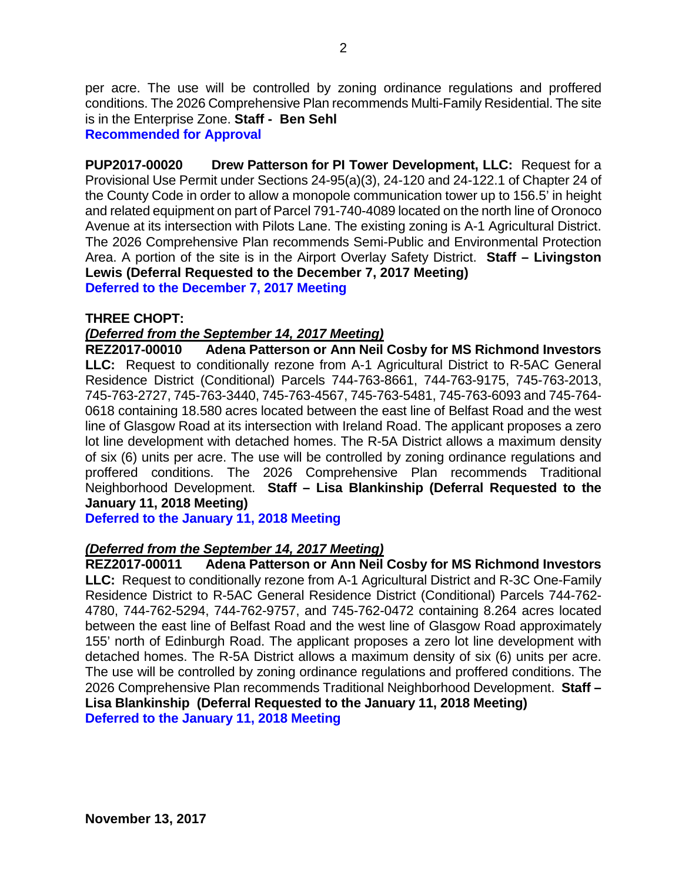per acre. The use will be controlled by zoning ordinance regulations and proffered conditions. The 2026 Comprehensive Plan recommends Multi-Family Residential. The site is in the Enterprise Zone. **Staff - Ben Sehl**

**Recommended for Approval**

**PUP2017-00020 Drew Patterson for PI Tower Development, LLC:** Request for a Provisional Use Permit under Sections 24-95(a)(3), 24-120 and 24-122.1 of Chapter 24 of the County Code in order to allow a monopole communication tower up to 156.5' in height and related equipment on part of Parcel 791-740-4089 located on the north line of Oronoco Avenue at its intersection with Pilots Lane. The existing zoning is A-1 Agricultural District. The 2026 Comprehensive Plan recommends Semi-Public and Environmental Protection Area. A portion of the site is in the Airport Overlay Safety District. **Staff – Livingston Lewis (Deferral Requested to the December 7, 2017 Meeting)**

**Deferred to the December 7, 2017 Meeting**

**THREE CHOPT:**

***(Deferred from the September 14, 2017 Meeting)***

**REZ2017-00010 Adena Patterson or Ann Neil Cosby for MS Richmond Investors LLC:** Request to conditionally rezone from A-1 Agricultural District to R-5AC General Residence District (Conditional) Parcels 744-763-8661, 744-763-9175, 745-763-2013, 745-763-2727, 745-763-3440, 745-763-4567, 745-763-5481, 745-763-6093 and 745-764-0618 containing 18.580 acres located between the east line of Belfast Road and the west line of Glasgow Road at its intersection with Ireland Road. The applicant proposes a zero lot line development with detached homes. The R-5A District allows a maximum density of six (6) units per acre. The use will be controlled by zoning ordinance regulations and proffered conditions. The 2026 Comprehensive Plan recommends Traditional Neighborhood Development. **Staff – Lisa Blankinship (Deferral Requested to the January 11, 2018 Meeting)**

**Deferred to the January 11, 2018 Meeting**

***(Deferred from the September 14, 2017 Meeting)***

**REZ2017-00011 Adena Patterson or Ann Neil Cosby for MS Richmond Investors LLC:** Request to conditionally rezone from A-1 Agricultural District and R-3C One-Family Residence District to R-5AC General Residence District (Conditional) Parcels 744-762-4780, 744-762-5294, 744-762-9757, and 745-762-0472 containing 8.264 acres located between the east line of Belfast Road and the west line of Glasgow Road approximately 155' north of Edinburgh Road. The applicant proposes a zero lot line development with detached homes. The R-5A District allows a maximum density of six (6) units per acre. The use will be controlled by zoning ordinance regulations and proffered conditions. The 2026 Comprehensive Plan recommends Traditional Neighborhood Development. **Staff – Lisa Blankinship (Deferral Requested to the January 11, 2018 Meeting)**

**Deferred to the January 11, 2018 Meeting**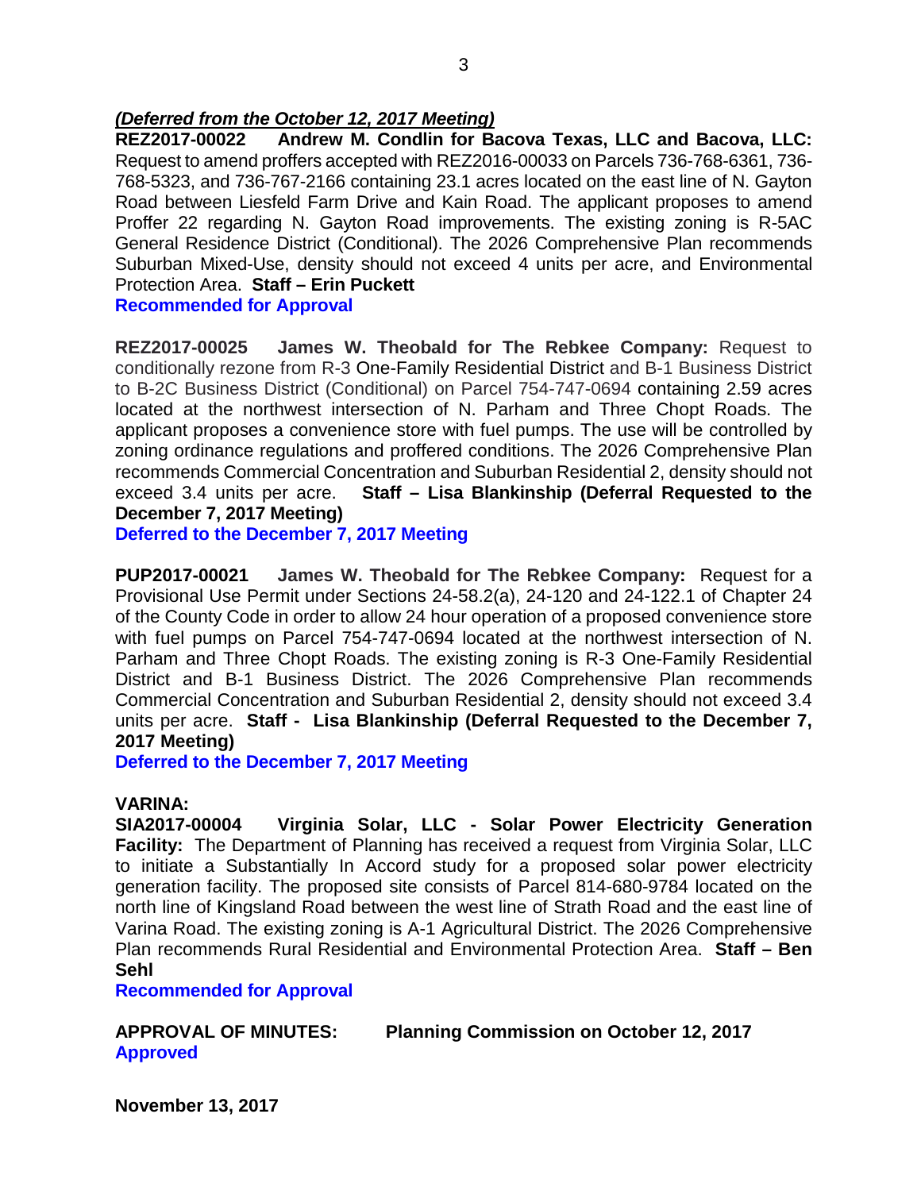***(Deferred from the October 12, 2017 Meeting)***

**REZ2017-00022 Andrew M. Condlin for Bacova Texas, LLC and Bacova, LLC:** Request to amend proffers accepted with REZ2016-00033 on Parcels 736-768-6361, 736-768-5323, and 736-767-2166 containing 23.1 acres located on the east line of N. Gayton Road between Liesfeld Farm Drive and Kain Road. The applicant proposes to amend Proffer 22 regarding N. Gayton Road improvements. The existing zoning is R-5AC General Residence District (Conditional). The 2026 Comprehensive Plan recommends Suburban Mixed-Use, density should not exceed 4 units per acre, and Environmental Protection Area. **Staff – Erin Puckett**

**Recommended for Approval**

**REZ2017-00025 James W. Theobald for The Rebkee Company:** Request to conditionally rezone from R-3 One-Family Residential District and B-1 Business District to B-2C Business District (Conditional) on Parcel 754-747-0694 containing 2.59 acres located at the northwest intersection of N. Parham and Three Chopt Roads. The applicant proposes a convenience store with fuel pumps. The use will be controlled by zoning ordinance regulations and proffered conditions. The 2026 Comprehensive Plan recommends Commercial Concentration and Suburban Residential 2, density should not exceed 3.4 units per acre. **Staff – Lisa Blankinship (Deferral Requested to the December 7, 2017 Meeting)**

**Deferred to the December 7, 2017 Meeting**

**PUP2017-00021 James W. Theobald for The Rebkee Company:** Request for a Provisional Use Permit under Sections 24-58.2(a), 24-120 and 24-122.1 of Chapter 24 of the County Code in order to allow 24 hour operation of a proposed convenience store with fuel pumps on Parcel 754-747-0694 located at the northwest intersection of N. Parham and Three Chopt Roads. The existing zoning is R-3 One-Family Residential District and B-1 Business District. The 2026 Comprehensive Plan recommends Commercial Concentration and Suburban Residential 2, density should not exceed 3.4 units per acre. **Staff - Lisa Blankinship (Deferral Requested to the December 7, 2017 Meeting)**

**Deferred to the December 7, 2017 Meeting**

**VARINA:**

**SIA2017-00004 Virginia Solar, LLC - Solar Power Electricity Generation Facility:** The Department of Planning has received a request from Virginia Solar, LLC to initiate a Substantially In Accord study for a proposed solar power electricity generation facility. The proposed site consists of Parcel 814-680-9784 located on the north line of Kingsland Road between the west line of Strath Road and the east line of Varina Road. The existing zoning is A-1 Agricultural District. The 2026 Comprehensive Plan recommends Rural Residential and Environmental Protection Area. **Staff – Ben Sehl**

**Recommended for Approval**

**APPROVAL OF MINUTES: Planning Commission on October 12, 2017**

**Approved**

**November 13, 2017**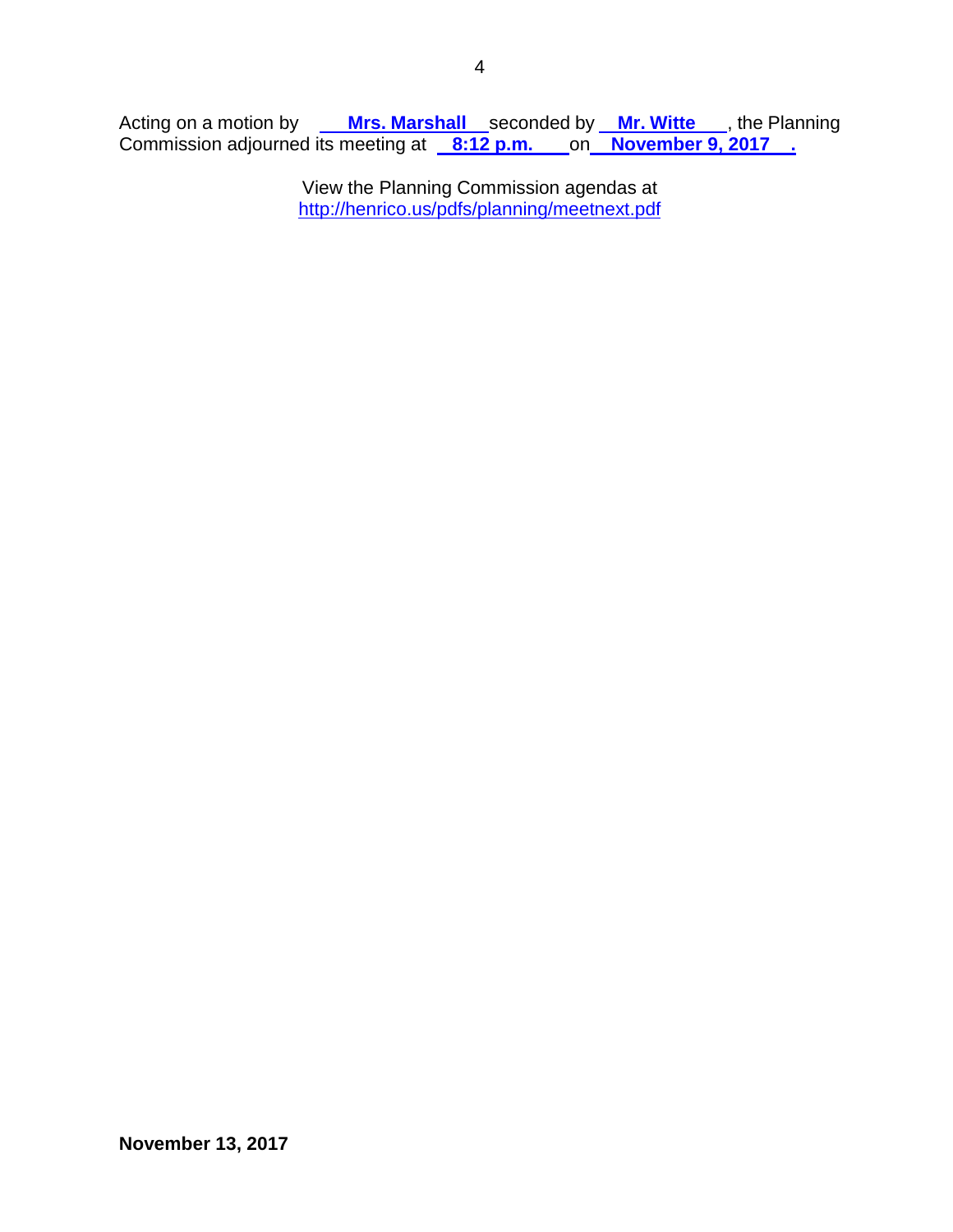Acting on a motion by **Mrs. Marshall** seconded by **Mr. Witte**, the Planning Commission adjourned its meeting at **8:12 p.m.** on **November 9, 2017.**

View the Planning Commission agendas at
http://henrico.us/pdfs/planning/meetnext.pdf

**November 13, 2017**